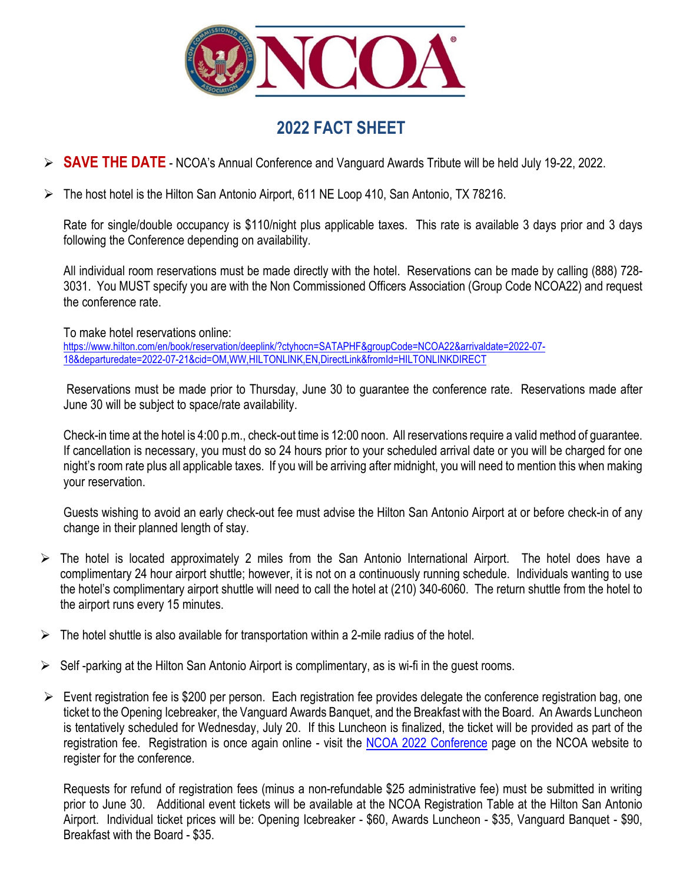# NCOA

## 2022 FACT SHEET

- **SAVE THE DATE** - NCOA's Annual Conference and Vanguard Awards Tribute will be held July 19-22, 2022.

- The host hotel is the Hilton San Antonio Airport, 611 NE Loop 410, San Antonio, TX 78216.

  Rate for single/double occupancy is $110/night plus applicable taxes. This rate is available 3 days prior and 3 days following the Conference depending on availability.

  All individual room reservations must be made directly with the hotel. Reservations can be made by calling (888) 728-3031. You MUST specify you are with the Non Commissioned Officers Association (Group Code NCOA22) and request the conference rate.

  To make hotel reservations online:
  https://www.hilton.com/en/book/reservation/deeplink/?ctyhocn=SATAPHF&groupCode=NCOA22&arrivaldate=2022-07-18&departuredate=2022-07-21&cid=OM,WW,HILTONLINK,EN,DirectLink&fromId=HILTONLINKDIRECT

  Reservations must be made prior to Thursday, June 30 to guarantee the conference rate. Reservations made after June 30 will be subject to space/rate availability.

  Check-in time at the hotel is 4:00 p.m., check-out time is 12:00 noon. All reservations require a valid method of guarantee. If cancellation is necessary, you must do so 24 hours prior to your scheduled arrival date or you will be charged for one night's room rate plus all applicable taxes. If you will be arriving after midnight, you will need to mention this when making your reservation.

  Guests wishing to avoid an early check-out fee must advise the Hilton San Antonio Airport at or before check-in of any change in their planned length of stay.

- The hotel is located approximately 2 miles from the San Antonio International Airport. The hotel does have a complimentary 24 hour airport shuttle; however, it is not on a continuously running schedule. Individuals wanting to use the hotel's complimentary airport shuttle will need to call the hotel at (210) 340-6060. The return shuttle from the hotel to the airport runs every 15 minutes.

- The hotel shuttle is also available for transportation within a 2-mile radius of the hotel.

- Self -parking at the Hilton San Antonio Airport is complimentary, as is wi-fi in the guest rooms.

- Event registration fee is $200 per person. Each registration fee provides delegate the conference registration bag, one ticket to the Opening Icebreaker, the Vanguard Awards Banquet, and the Breakfast with the Board. An Awards Luncheon is tentatively scheduled for Wednesday, July 20. If this Luncheon is finalized, the ticket will be provided as part of the registration fee. Registration is once again online - visit the NCOA 2022 Conference page on the NCOA website to register for the conference.

  Requests for refund of registration fees (minus a non-refundable $25 administrative fee) must be submitted in writing prior to June 30. Additional event tickets will be available at the NCOA Registration Table at the Hilton San Antonio Airport. Individual ticket prices will be: Opening Icebreaker - $60, Awards Luncheon - $35, Vanguard Banquet - $90, Breakfast with the Board - $35.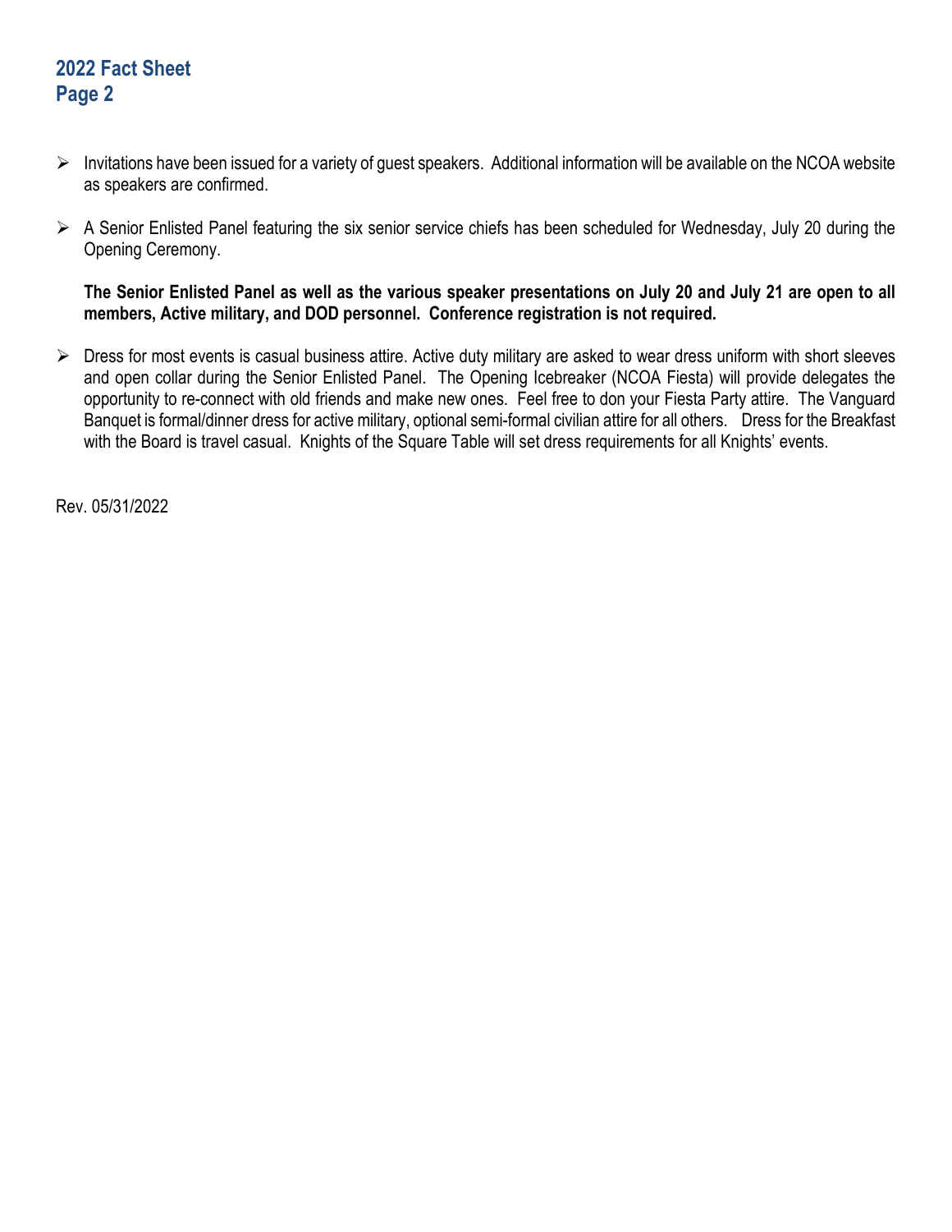## 2022 Fact Sheet
## Page 2

- Invitations have been issued for a variety of guest speakers. Additional information will be available on the NCOA website as speakers are confirmed.

- A Senior Enlisted Panel featuring the six senior service chiefs has been scheduled for Wednesday, July 20 during the Opening Ceremony.

  **The Senior Enlisted Panel as well as the various speaker presentations on July 20 and July 21 are open to all members, Active military, and DOD personnel. Conference registration is not required.**

- Dress for most events is casual business attire. Active duty military are asked to wear dress uniform with short sleeves and open collar during the Senior Enlisted Panel. The Opening Icebreaker (NCOA Fiesta) will provide delegates the opportunity to re-connect with old friends and make new ones. Feel free to don your Fiesta Party attire. The Vanguard Banquet is formal/dinner dress for active military, optional semi-formal civilian attire for all others. Dress for the Breakfast with the Board is travel casual. Knights of the Square Table will set dress requirements for all Knights' events.

Rev. 05/31/2022